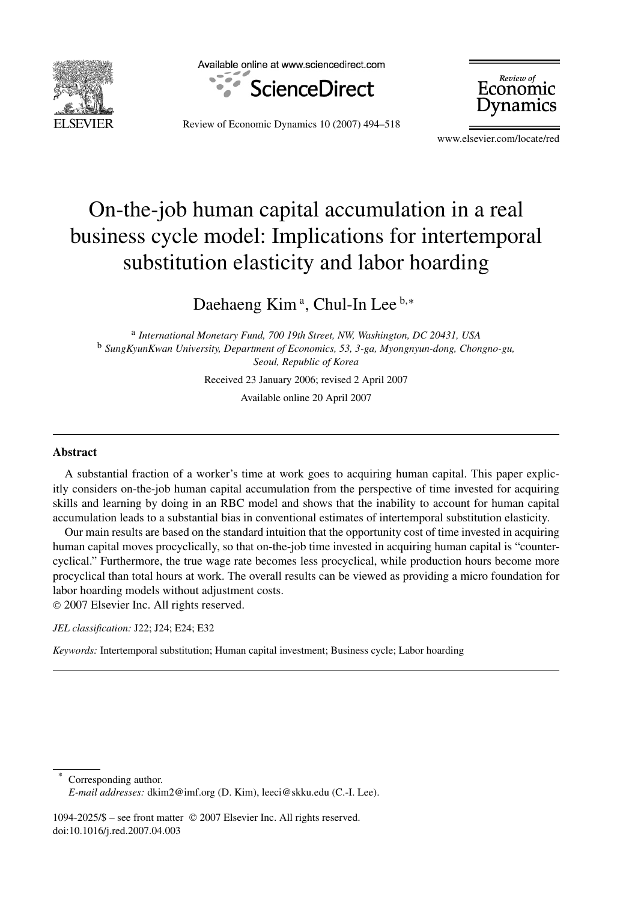# On-the-job human capital accumulation in a real business cycle model: Implications for intertemporal substitution elasticity and labor hoarding

Daehaeng Kim [a], Chul-In Lee [b,*]

[a] *International Monetary Fund, 700 19th Street, NW, Washington, DC 20431, USA*
[b] *SungKyunKwan University, Department of Economics, 53, 3-ga, Myongnyun-dong, Chongno-gu, Seoul, Republic of Korea*

Received 23 January 2006; revised 2 April 2007

Available online 20 April 2007

## Abstract

A substantial fraction of a worker's time at work goes to acquiring human capital. This paper explicitly considers on-the-job human capital accumulation from the perspective of time invested for acquiring skills and learning by doing in an RBC model and shows that the inability to account for human capital accumulation leads to a substantial bias in conventional estimates of intertemporal substitution elasticity.

Our main results are based on the standard intuition that the opportunity cost of time invested in acquiring human capital moves procyclically, so that on-the-job time invested in acquiring human capital is "countercyclical." Furthermore, the true wage rate becomes less procyclical, while production hours become more procyclical than total hours at work. The overall results can be viewed as providing a micro foundation for labor hoarding models without adjustment costs.

© 2007 Elsevier Inc. All rights reserved.

*JEL classification:* J22; J24; E24; E32

*Keywords:* Intertemporal substitution; Human capital investment; Business cycle; Labor hoarding

---

\* Corresponding author.
*E-mail addresses:* dkim2@imf.org (D. Kim), leeci@skku.edu (C.-I. Lee).

1094-2025/$ – see front matter © 2007 Elsevier Inc. All rights reserved.
doi:10.1016/j.red.2007.04.003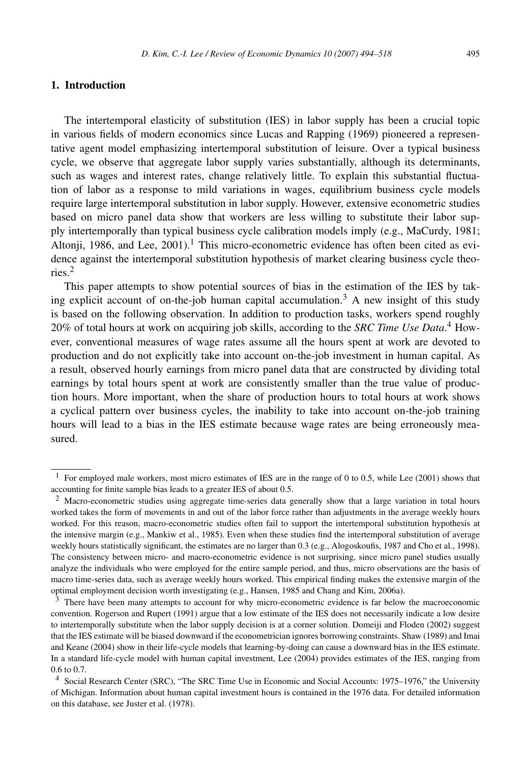## 1. Introduction

The intertemporal elasticity of substitution (IES) in labor supply has been a crucial topic in various fields of modern economics since Lucas and Rapping (1969) pioneered a representative agent model emphasizing intertemporal substitution of leisure. Over a typical business cycle, we observe that aggregate labor supply varies substantially, although its determinants, such as wages and interest rates, change relatively little. To explain this substantial fluctuation of labor as a response to mild variations in wages, equilibrium business cycle models require large intertemporal substitution in labor supply. However, extensive econometric studies based on micro panel data show that workers are less willing to substitute their labor supply intertemporally than typical business cycle calibration models imply (e.g., MaCurdy, 1981; Altonji, 1986, and Lee, 2001).[1] This micro-econometric evidence has often been cited as evidence against the intertemporal substitution hypothesis of market clearing business cycle theories.[2]

This paper attempts to show potential sources of bias in the estimation of the IES by taking explicit account of on-the-job human capital accumulation.[3] A new insight of this study is based on the following observation. In addition to production tasks, workers spend roughly 20% of total hours at work on acquiring job skills, according to the *SRC Time Use Data*.[4] However, conventional measures of wage rates assume all the hours spent at work are devoted to production and do not explicitly take into account on-the-job investment in human capital. As a result, observed hourly earnings from micro panel data that are constructed by dividing total earnings by total hours spent at work are consistently smaller than the true value of production hours. More important, when the share of production hours to total hours at work shows a cyclical pattern over business cycles, the inability to take into account on-the-job training hours will lead to a bias in the IES estimate because wage rates are being erroneously measured.

---

[1] For employed male workers, most micro estimates of IES are in the range of 0 to 0.5, while Lee (2001) shows that accounting for finite sample bias leads to a greater IES of about 0.5.

[2] Macro-econometric studies using aggregate time-series data generally show that a large variation in total hours worked takes the form of movements in and out of the labor force rather than adjustments in the average weekly hours worked. For this reason, macro-econometric studies often fail to support the intertemporal substitution hypothesis at the intensive margin (e.g., Mankiw et al., 1985). Even when these studies find the intertemporal substitution of average weekly hours statistically significant, the estimates are no larger than 0.3 (e.g., Alogoskoufis, 1987 and Cho et al., 1998). The consistency between micro- and macro-econometric evidence is not surprising, since micro panel studies usually analyze the individuals who were employed for the entire sample period, and thus, micro observations are the basis of macro time-series data, such as average weekly hours worked. This empirical finding makes the extensive margin of the optimal employment decision worth investigating (e.g., Hansen, 1985 and Chang and Kim, 2006a).

[3] There have been many attempts to account for why micro-econometric evidence is far below the macroeconomic convention. Rogerson and Rupert (1991) argue that a low estimate of the IES does not necessarily indicate a low desire to intertemporally substitute when the labor supply decision is at a corner solution. Domeiji and Floden (2002) suggest that the IES estimate will be biased downward if the econometrician ignores borrowing constraints. Shaw (1989) and Imai and Keane (2004) show in their life-cycle models that learning-by-doing can cause a downward bias in the IES estimate. In a standard life-cycle model with human capital investment, Lee (2004) provides estimates of the IES, ranging from 0.6 to 0.7.

[4] Social Research Center (SRC), "The SRC Time Use in Economic and Social Accounts: 1975–1976," the University of Michigan. Information about human capital investment hours is contained in the 1976 data. For detailed information on this database, see Juster et al. (1978).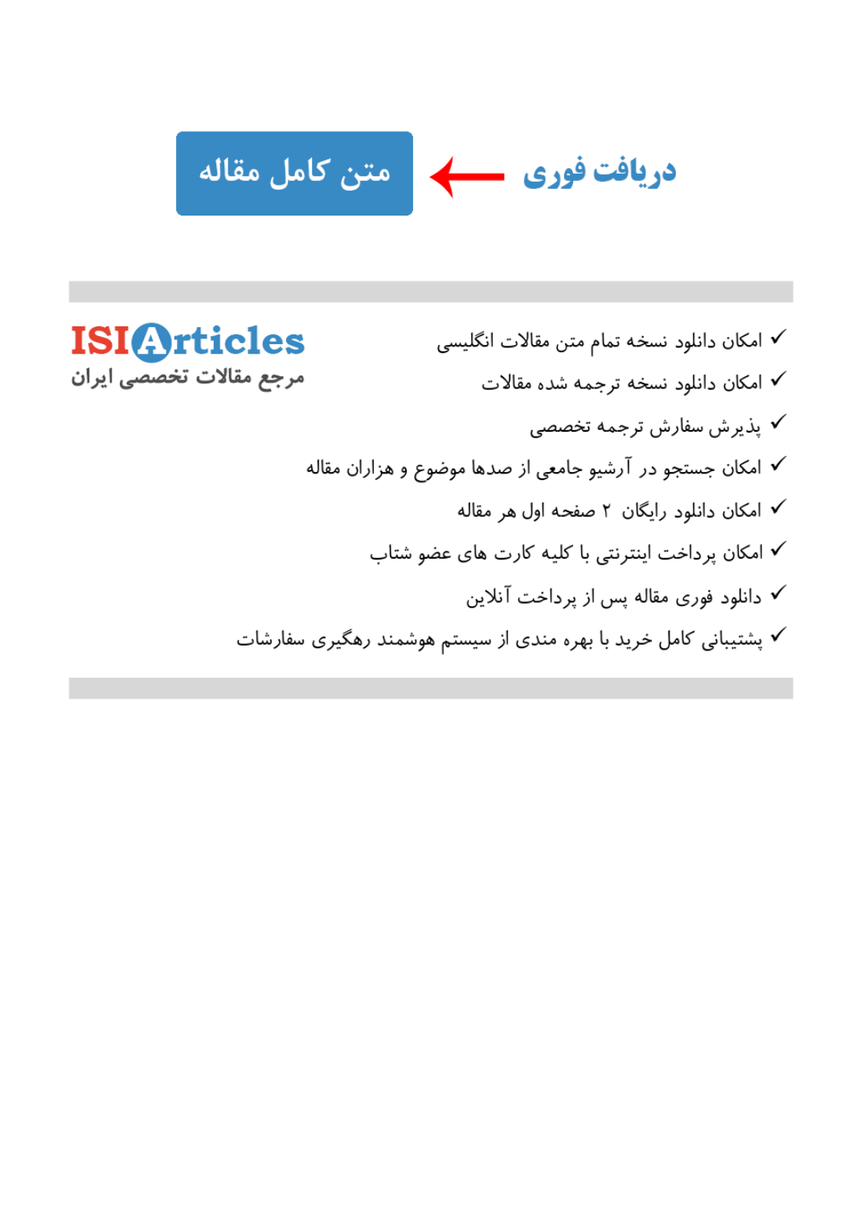دریافت فوری ← **متن کامل مقاله**

**ISIArticles**
مرجع مقالات تخصصی ایران

- ✓ امکان دانلود نسخه تمام متن مقالات انگلیسی
- ✓ امکان دانلود نسخه ترجمه شده مقالات
- ✓ پذیرش سفارش ترجمه تخصصی
- ✓ امکان جستجو در آرشیو جامعی از صدها موضوع و هزاران مقاله
- ✓ امکان دانلود رایگان ۲ صفحه اول هر مقاله
- ✓ امکان پرداخت اینترنتی با کلیه کارت های عضو شتاب
- ✓ دانلود فوری مقاله پس از پرداخت آنلاین
- ✓ پشتیبانی کامل خرید با بهره مندی از سیستم هوشمند رهگیری سفارشات